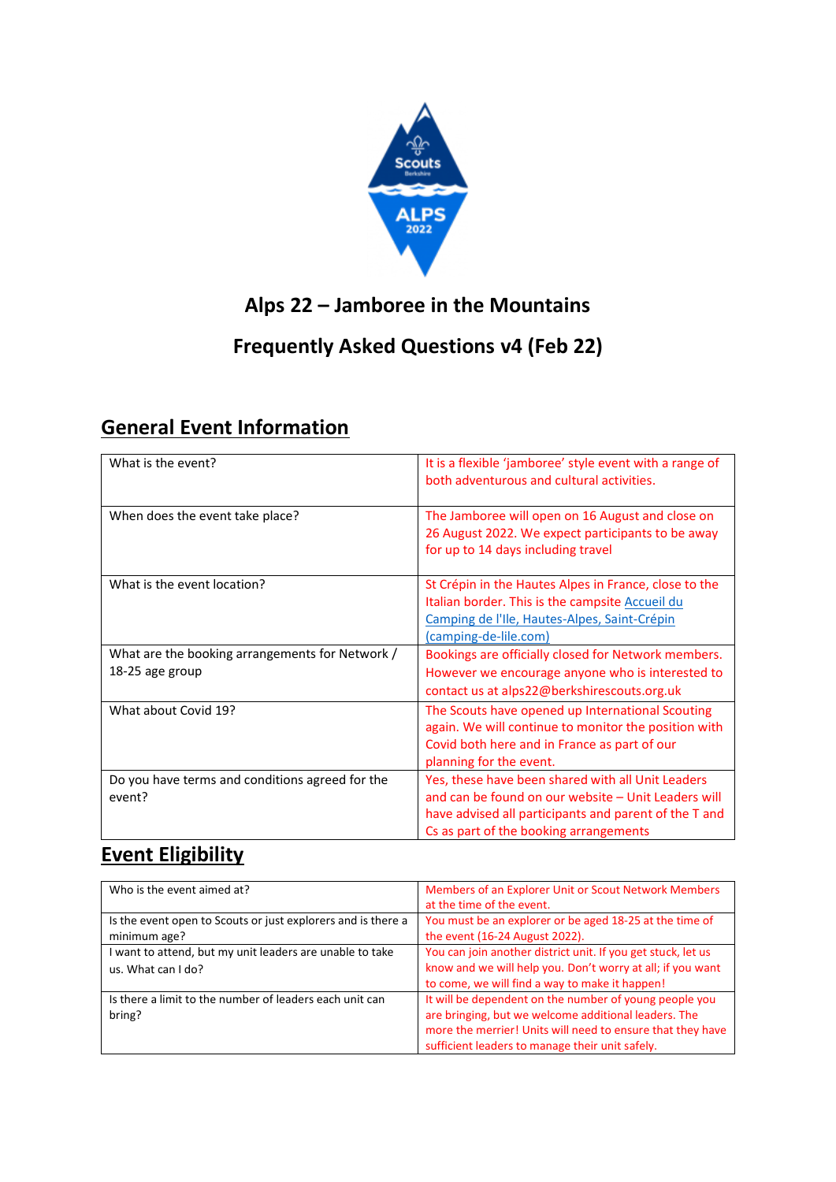# Alps 22 – Jamboree in the Mountains

# Frequently Asked Questions v4 (Feb 22)

## General Event Information

| | |
|---|---|
| What is the event? | It is a flexible 'jamboree' style event with a range of both adventurous and cultural activities. |
| When does the event take place? | The Jamboree will open on 16 August and close on 26 August 2022. We expect participants to be away for up to 14 days including travel |
| What is the event location? | St Crépin in the Hautes Alpes in France, close to the Italian border. This is the campsite Accueil du Camping de l'Ile, Hautes-Alpes, Saint-Crépin (camping-de-lile.com) |
| What are the booking arrangements for Network / 18-25 age group | Bookings are officially closed for Network members. However we encourage anyone who is interested to contact us at alps22@berkshirescouts.org.uk |
| What about Covid 19? | The Scouts have opened up International Scouting again. We will continue to monitor the position with Covid both here and in France as part of our planning for the event. |
| Do you have terms and conditions agreed for the event? | Yes, these have been shared with all Unit Leaders and can be found on our website – Unit Leaders will have advised all participants and parent of the T and Cs as part of the booking arrangements |

## Event Eligibility

| | |
|---|---|
| Who is the event aimed at? | Members of an Explorer Unit or Scout Network Members at the time of the event. |
| Is the event open to Scouts or just explorers and is there a minimum age? | You must be an explorer or be aged 18-25 at the time of the event (16-24 August 2022). |
| I want to attend, but my unit leaders are unable to take us. What can I do? | You can join another district unit. If you get stuck, let us know and we will help you. Don't worry at all; if you want to come, we will find a way to make it happen! |
| Is there a limit to the number of leaders each unit can bring? | It will be dependent on the number of young people you are bringing, but we welcome additional leaders. The more the merrier! Units will need to ensure that they have sufficient leaders to manage their unit safely. |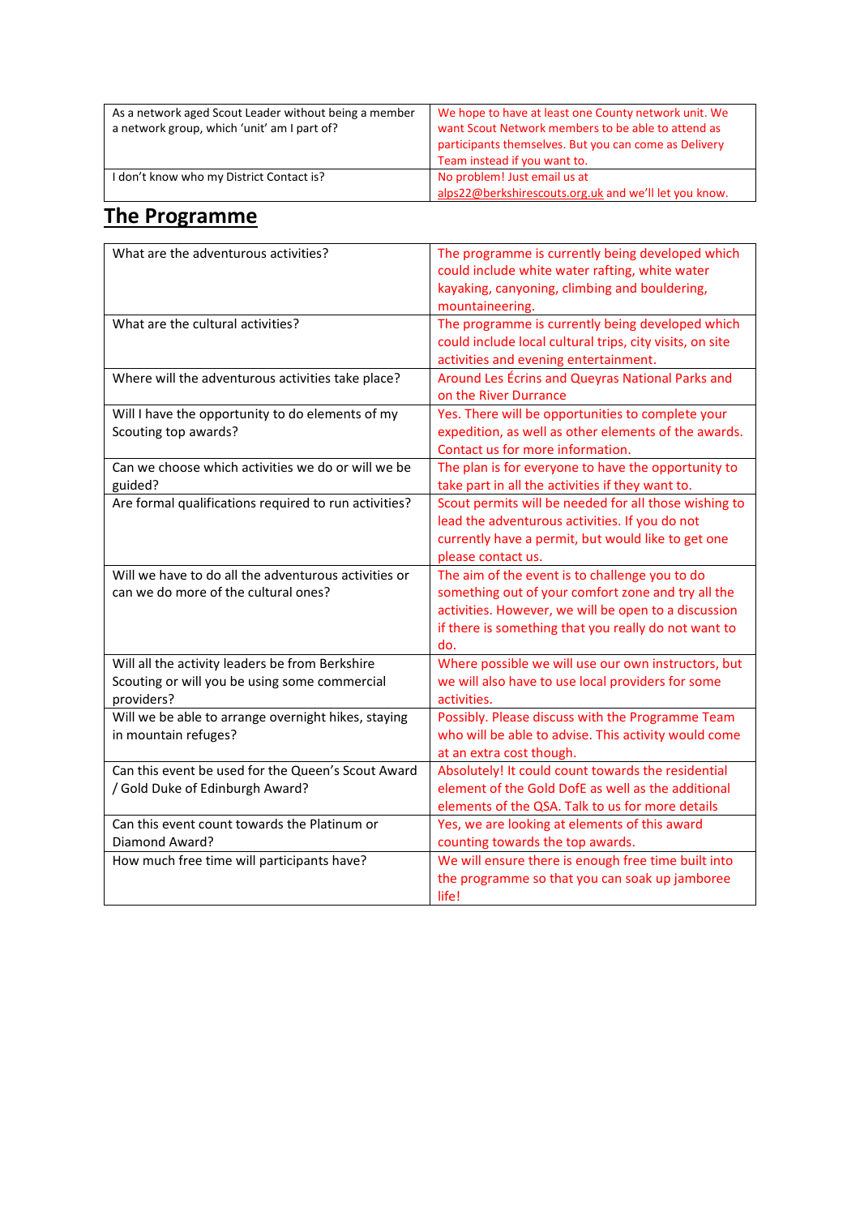| | |
|---|---|
| As a network aged Scout Leader without being a member a network group, which 'unit' am I part of? | We hope to have at least one County network unit. We want Scout Network members to be able to attend as participants themselves. But you can come as Delivery Team instead if you want to. |
| I don't know who my District Contact is? | No problem! Just email us at alps22@berkshirescouts.org.uk and we'll let you know. |

## The Programme

| | |
|---|---|
| What are the adventurous activities? | The programme is currently being developed which could include white water rafting, white water kayaking, canyoning, climbing and bouldering, mountaineering. |
| What are the cultural activities? | The programme is currently being developed which could include local cultural trips, city visits, on site activities and evening entertainment. |
| Where will the adventurous activities take place? | Around Les Écrins and Queyras National Parks and on the River Durrance |
| Will I have the opportunity to do elements of my Scouting top awards? | Yes. There will be opportunities to complete your expedition, as well as other elements of the awards. Contact us for more information. |
| Can we choose which activities we do or will we be guided? | The plan is for everyone to have the opportunity to take part in all the activities if they want to. |
| Are formal qualifications required to run activities? | Scout permits will be needed for all those wishing to lead the adventurous activities. If you do not currently have a permit, but would like to get one please contact us. |
| Will we have to do all the adventurous activities or can we do more of the cultural ones? | The aim of the event is to challenge you to do something out of your comfort zone and try all the activities. However, we will be open to a discussion if there is something that you really do not want to do. |
| Will all the activity leaders be from Berkshire Scouting or will you be using some commercial providers? | Where possible we will use our own instructors, but we will also have to use local providers for some activities. |
| Will we be able to arrange overnight hikes, staying in mountain refuges? | Possibly. Please discuss with the Programme Team who will be able to advise. This activity would come at an extra cost though. |
| Can this event be used for the Queen's Scout Award / Gold Duke of Edinburgh Award? | Absolutely! It could count towards the residential element of the Gold DofE as well as the additional elements of the QSA. Talk to us for more details |
| Can this event count towards the Platinum or Diamond Award? | Yes, we are looking at elements of this award counting towards the top awards. |
| How much free time will participants have? | We will ensure there is enough free time built into the programme so that you can soak up jamboree life! |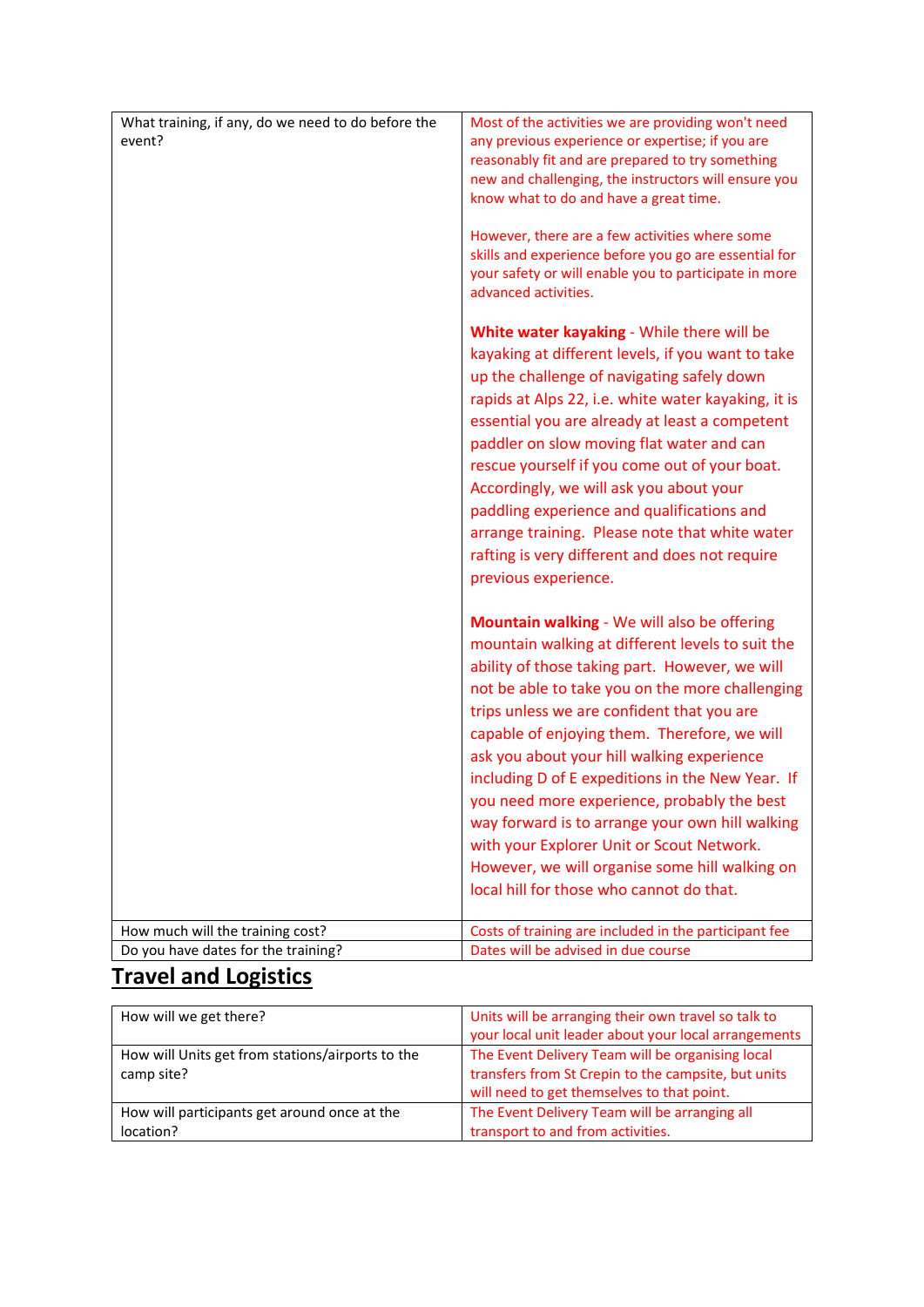| | |
|---|---|
| What training, if any, do we need to do before the event? | Most of the activities we are providing won't need any previous experience or expertise; if you are reasonably fit and are prepared to try something new and challenging, the instructors will ensure you know what to do and have a great time.<br><br>However, there are a few activities where some skills and experience before you go are essential for your safety or will enable you to participate in more advanced activities.<br><br>**White water kayaking** - While there will be kayaking at different levels, if you want to take up the challenge of navigating safely down rapids at Alps 22, i.e. white water kayaking, it is essential you are already at least a competent paddler on slow moving flat water and can rescue yourself if you come out of your boat. Accordingly, we will ask you about your paddling experience and qualifications and arrange training. Please note that white water rafting is very different and does not require previous experience.<br><br>**Mountain walking** - We will also be offering mountain walking at different levels to suit the ability of those taking part. However, we will not be able to take you on the more challenging trips unless we are confident that you are capable of enjoying them. Therefore, we will ask you about your hill walking experience including D of E expeditions in the New Year. If you need more experience, probably the best way forward is to arrange your own hill walking with your Explorer Unit or Scout Network. However, we will organise some hill walking on local hill for those who cannot do that. |
| How much will the training cost? | Costs of training are included in the participant fee |
| Do you have dates for the training? | Dates will be advised in due course |

## Travel and Logistics

| | |
|---|---|
| How will we get there? | Units will be arranging their own travel so talk to your local unit leader about your local arrangements |
| How will Units get from stations/airports to the camp site? | The Event Delivery Team will be organising local transfers from St Crepin to the campsite, but units will need to get themselves to that point. |
| How will participants get around once at the location? | The Event Delivery Team will be arranging all transport to and from activities. |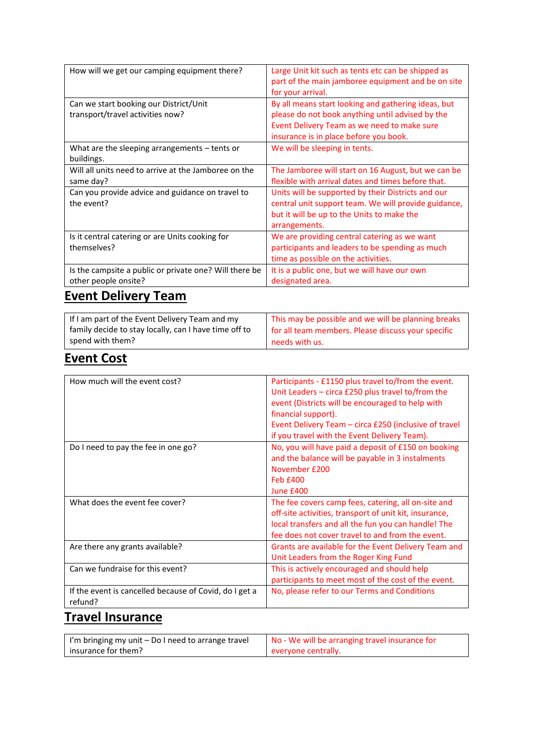| | |
|---|---|
| How will we get our camping equipment there? | Large Unit kit such as tents etc can be shipped as part of the main jamboree equipment and be on site for your arrival. |
| Can we start booking our District/Unit transport/travel activities now? | By all means start looking and gathering ideas, but please do not book anything until advised by the Event Delivery Team as we need to make sure insurance is in place before you book. |
| What are the sleeping arrangements – tents or buildings. | We will be sleeping in tents. |
| Will all units need to arrive at the Jamboree on the same day? | The Jamboree will start on 16 August, but we can be flexible with arrival dates and times before that. |
| Can you provide advice and guidance on travel to the event? | Units will be supported by their Districts and our central unit support team. We will provide guidance, but it will be up to the Units to make the arrangements. |
| Is it central catering or are Units cooking for themselves? | We are providing central catering as we want participants and leaders to be spending as much time as possible on the activities. |
| Is the campsite a public or private one? Will there be other people onsite? | It is a public one, but we will have our own designated area. |

## Event Delivery Team

| | |
|---|---|
| If I am part of the Event Delivery Team and my family decide to stay locally, can I have time off to spend with them? | This may be possible and we will be planning breaks for all team members. Please discuss your specific needs with us. |

## Event Cost

| | |
|---|---|
| How much will the event cost? | Participants - £1150 plus travel to/from the event.<br>Unit Leaders – circa £250 plus travel to/from the event (Districts will be encouraged to help with financial support).<br>Event Delivery Team – circa £250 (inclusive of travel if you travel with the Event Delivery Team). |
| Do I need to pay the fee in one go? | No, you will have paid a deposit of £150 on booking and the balance will be payable in 3 instalments<br>November £200<br>Feb £400<br>June £400 |
| What does the event fee cover? | The fee covers camp fees, catering, all on-site and off-site activities, transport of unit kit, insurance, local transfers and all the fun you can handle! The fee does not cover travel to and from the event. |
| Are there any grants available? | Grants are available for the Event Delivery Team and Unit Leaders from the Roger King Fund |
| Can we fundraise for this event? | This is actively encouraged and should help participants to meet most of the cost of the event. |
| If the event is cancelled because of Covid, do I get a refund? | No, please refer to our Terms and Conditions |

## Travel Insurance

| | |
|---|---|
| I'm bringing my unit – Do I need to arrange travel insurance for them? | No - We will be arranging travel insurance for everyone centrally. |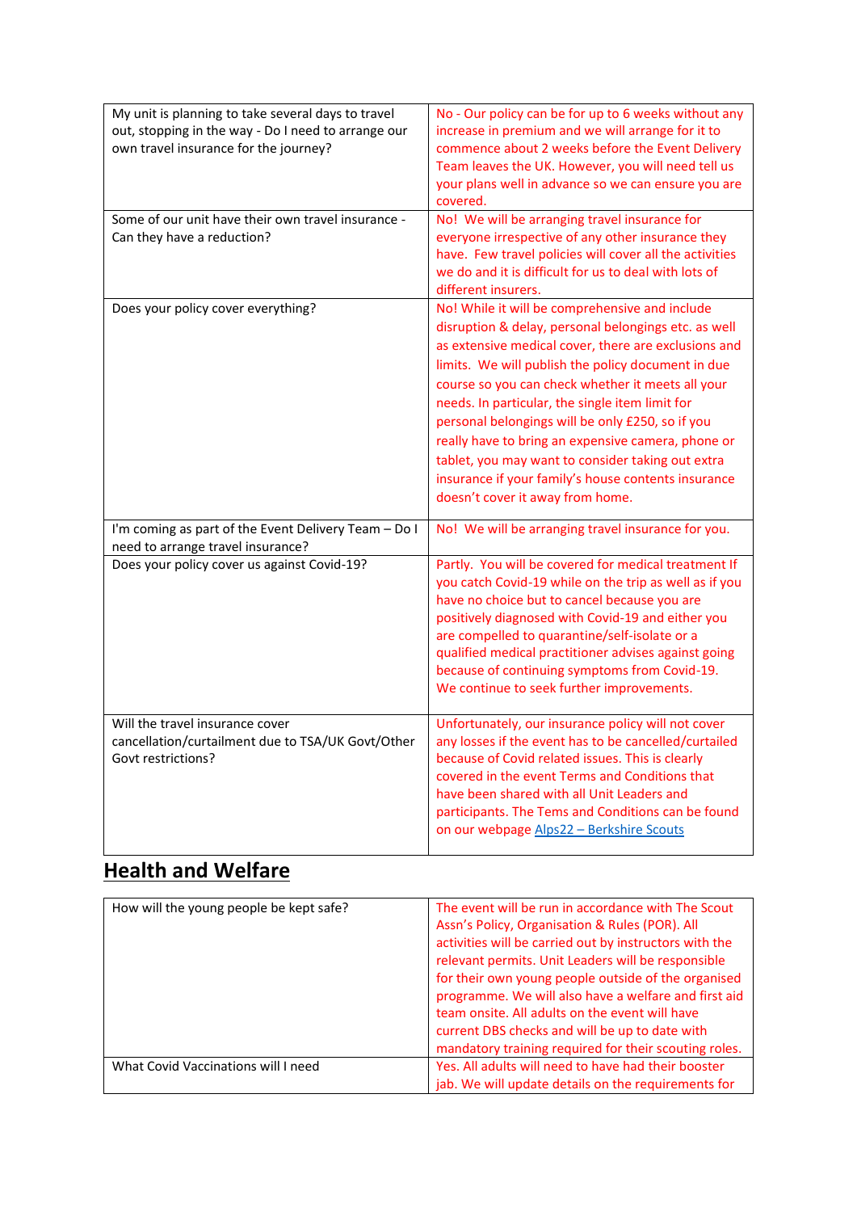| | |
|---|---|
| My unit is planning to take several days to travel out, stopping in the way - Do I need to arrange our own travel insurance for the journey? | No - Our policy can be for up to 6 weeks without any increase in premium and we will arrange for it to commence about 2 weeks before the Event Delivery Team leaves the UK. However, you will need tell us your plans well in advance so we can ensure you are covered. |
| Some of our unit have their own travel insurance - Can they have a reduction? | No! We will be arranging travel insurance for everyone irrespective of any other insurance they have. Few travel policies will cover all the activities we do and it is difficult for us to deal with lots of different insurers. |
| Does your policy cover everything? | No! While it will be comprehensive and include disruption & delay, personal belongings etc. as well as extensive medical cover, there are exclusions and limits. We will publish the policy document in due course so you can check whether it meets all your needs. In particular, the single item limit for personal belongings will be only £250, so if you really have to bring an expensive camera, phone or tablet, you may want to consider taking out extra insurance if your family's house contents insurance doesn't cover it away from home. |
| I'm coming as part of the Event Delivery Team – Do I need to arrange travel insurance? | No! We will be arranging travel insurance for you. |
| Does your policy cover us against Covid-19? | Partly. You will be covered for medical treatment If you catch Covid-19 while on the trip as well as if you have no choice but to cancel because you are positively diagnosed with Covid-19 and either you are compelled to quarantine/self-isolate or a qualified medical practitioner advises against going because of continuing symptoms from Covid-19. We continue to seek further improvements. |
| Will the travel insurance cover cancellation/curtailment due to TSA/UK Govt/Other Govt restrictions? | Unfortunately, our insurance policy will not cover any losses if the event has to be cancelled/curtailed because of Covid related issues. This is clearly covered in the event Terms and Conditions that have been shared with all Unit Leaders and participants. The Tems and Conditions can be found on our webpage Alps22 – Berkshire Scouts |

## Health and Welfare

| | |
|---|---|
| How will the young people be kept safe? | The event will be run in accordance with The Scout Assn's Policy, Organisation & Rules (POR). All activities will be carried out by instructors with the relevant permits. Unit Leaders will be responsible for their own young people outside of the organised programme. We will also have a welfare and first aid team onsite. All adults on the event will have current DBS checks and will be up to date with mandatory training required for their scouting roles. |
| What Covid Vaccinations will I need | Yes. All adults will need to have had their booster jab. We will update details on the requirements for |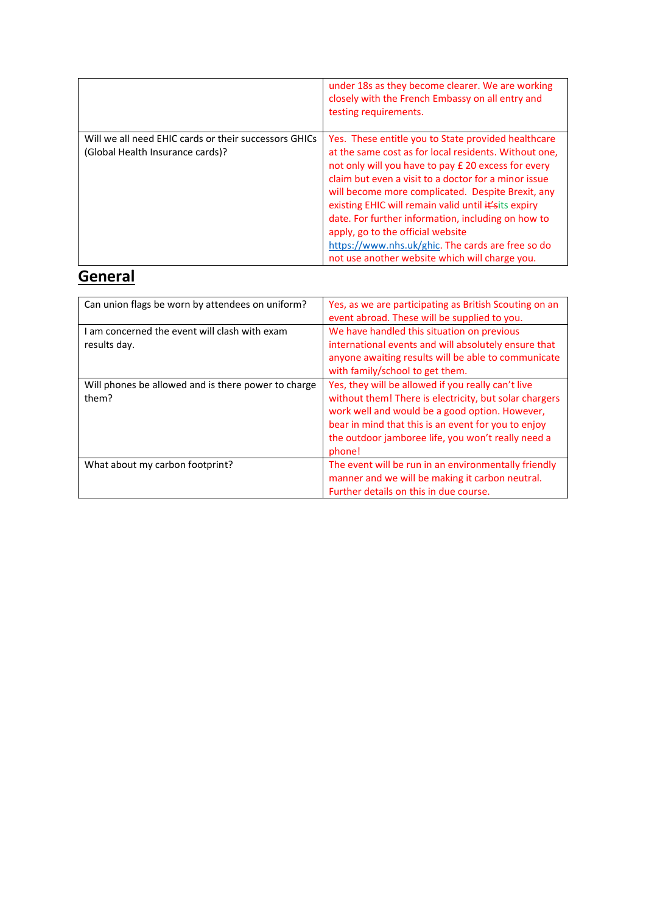| | |
|---|---|
| | under 18s as they become clearer. We are working closely with the French Embassy on all entry and testing requirements. |
| Will we all need EHIC cards or their successors GHICs (Global Health Insurance cards)? | Yes. These entitle you to State provided healthcare at the same cost as for local residents. Without one, not only will you have to pay £ 20 excess for every claim but even a visit to a doctor for a minor issue will become more complicated. Despite Brexit, any existing EHIC will remain valid until ~~it's~~its expiry date. For further information, including on how to apply, go to the official website https://www.nhs.uk/ghic. The cards are free so do not use another website which will charge you. |

## General

| | |
|---|---|
| Can union flags be worn by attendees on uniform? | Yes, as we are participating as British Scouting on an event abroad. These will be supplied to you. |
| I am concerned the event will clash with exam results day. | We have handled this situation on previous international events and will absolutely ensure that anyone awaiting results will be able to communicate with family/school to get them. |
| Will phones be allowed and is there power to charge them? | Yes, they will be allowed if you really can't live without them! There is electricity, but solar chargers work well and would be a good option. However, bear in mind that this is an event for you to enjoy the outdoor jamboree life, you won't really need a phone! |
| What about my carbon footprint? | The event will be run in an environmentally friendly manner and we will be making it carbon neutral. Further details on this in due course. |